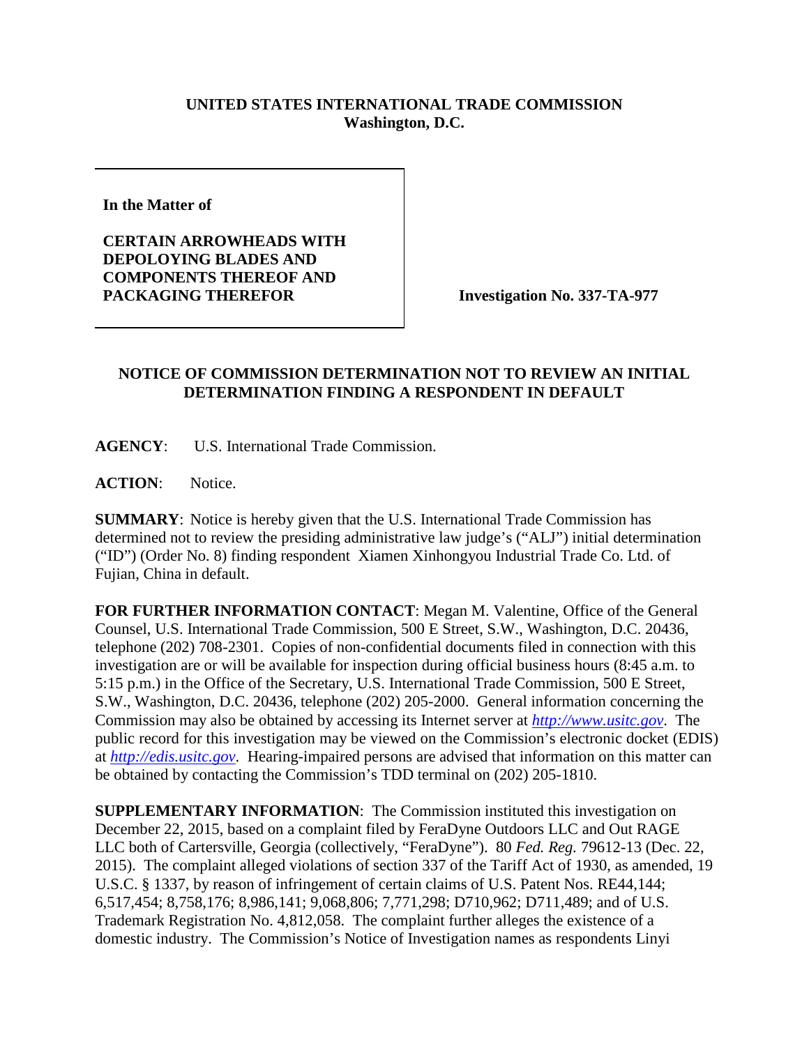**UNITED STATES INTERNATIONAL TRADE COMMISSION**
**Washington, D.C.**

**In the Matter of**

**CERTAIN ARROWHEADS WITH DEPOLOYING BLADES AND COMPONENTS THEREOF AND PACKAGING THEREFOR**

**Investigation No. 337-TA-977**

## NOTICE OF COMMISSION DETERMINATION NOT TO REVIEW AN INITIAL DETERMINATION FINDING A RESPONDENT IN DEFAULT

**AGENCY**: U.S. International Trade Commission.

**ACTION**: Notice.

**SUMMARY**: Notice is hereby given that the U.S. International Trade Commission has determined not to review the presiding administrative law judge's ("ALJ") initial determination ("ID") (Order No. 8) finding respondent Xiamen Xinhongyou Industrial Trade Co. Ltd. of Fujian, China in default.

**FOR FURTHER INFORMATION CONTACT**: Megan M. Valentine, Office of the General Counsel, U.S. International Trade Commission, 500 E Street, S.W., Washington, D.C. 20436, telephone (202) 708-2301. Copies of non-confidential documents filed in connection with this investigation are or will be available for inspection during official business hours (8:45 a.m. to 5:15 p.m.) in the Office of the Secretary, U.S. International Trade Commission, 500 E Street, S.W., Washington, D.C. 20436, telephone (202) 205-2000. General information concerning the Commission may also be obtained by accessing its Internet server at *http://www.usitc.gov*. The public record for this investigation may be viewed on the Commission's electronic docket (EDIS) at *http://edis.usitc.gov*. Hearing-impaired persons are advised that information on this matter can be obtained by contacting the Commission's TDD terminal on (202) 205-1810.

**SUPPLEMENTARY INFORMATION**: The Commission instituted this investigation on December 22, 2015, based on a complaint filed by FeraDyne Outdoors LLC and Out RAGE LLC both of Cartersville, Georgia (collectively, "FeraDyne"). 80 *Fed. Reg.* 79612-13 (Dec. 22, 2015). The complaint alleged violations of section 337 of the Tariff Act of 1930, as amended, 19 U.S.C. § 1337, by reason of infringement of certain claims of U.S. Patent Nos. RE44,144; 6,517,454; 8,758,176; 8,986,141; 9,068,806; 7,771,298; D710,962; D711,489; and of U.S. Trademark Registration No. 4,812,058. The complaint further alleges the existence of a domestic industry. The Commission's Notice of Investigation names as respondents Linyi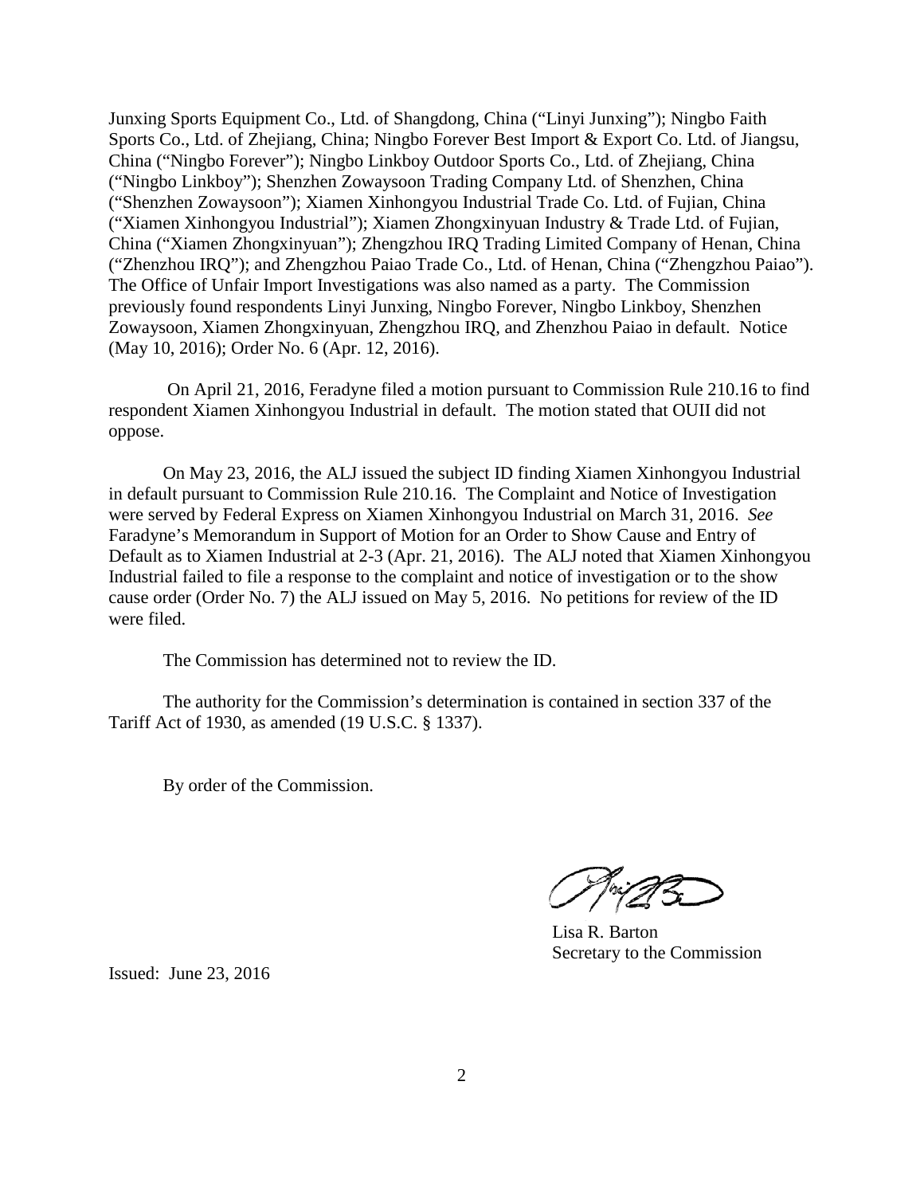Junxing Sports Equipment Co., Ltd. of Shangdong, China ("Linyi Junxing"); Ningbo Faith Sports Co., Ltd. of Zhejiang, China; Ningbo Forever Best Import & Export Co. Ltd. of Jiangsu, China ("Ningbo Forever"); Ningbo Linkboy Outdoor Sports Co., Ltd. of Zhejiang, China ("Ningbo Linkboy"); Shenzhen Zowaysoon Trading Company Ltd. of Shenzhen, China ("Shenzhen Zowaysoon"); Xiamen Xinhongyou Industrial Trade Co. Ltd. of Fujian, China ("Xiamen Xinhongyou Industrial"); Xiamen Zhongxinyuan Industry & Trade Ltd. of Fujian, China ("Xiamen Zhongxinyuan"); Zhengzhou IRQ Trading Limited Company of Henan, China ("Zhenzhou IRQ"); and Zhengzhou Paiao Trade Co., Ltd. of Henan, China ("Zhengzhou Paiao"). The Office of Unfair Import Investigations was also named as a party. The Commission previously found respondents Linyi Junxing, Ningbo Forever, Ningbo Linkboy, Shenzhen Zowaysoon, Xiamen Zhongxinyuan, Zhengzhou IRQ, and Zhenzhou Paiao in default. Notice (May 10, 2016); Order No. 6 (Apr. 12, 2016).

On April 21, 2016, Feradyne filed a motion pursuant to Commission Rule 210.16 to find respondent Xiamen Xinhongyou Industrial in default. The motion stated that OUII did not oppose.

On May 23, 2016, the ALJ issued the subject ID finding Xiamen Xinhongyou Industrial in default pursuant to Commission Rule 210.16. The Complaint and Notice of Investigation were served by Federal Express on Xiamen Xinhongyou Industrial on March 31, 2016. *See* Faradyne's Memorandum in Support of Motion for an Order to Show Cause and Entry of Default as to Xiamen Industrial at 2-3 (Apr. 21, 2016). The ALJ noted that Xiamen Xinhongyou Industrial failed to file a response to the complaint and notice of investigation or to the show cause order (Order No. 7) the ALJ issued on May 5, 2016. No petitions for review of the ID were filed.

The Commission has determined not to review the ID.

The authority for the Commission's determination is contained in section 337 of the Tariff Act of 1930, as amended (19 U.S.C. § 1337).

By order of the Commission.

Lisa R. Barton
Secretary to the Commission

Issued: June 23, 2016